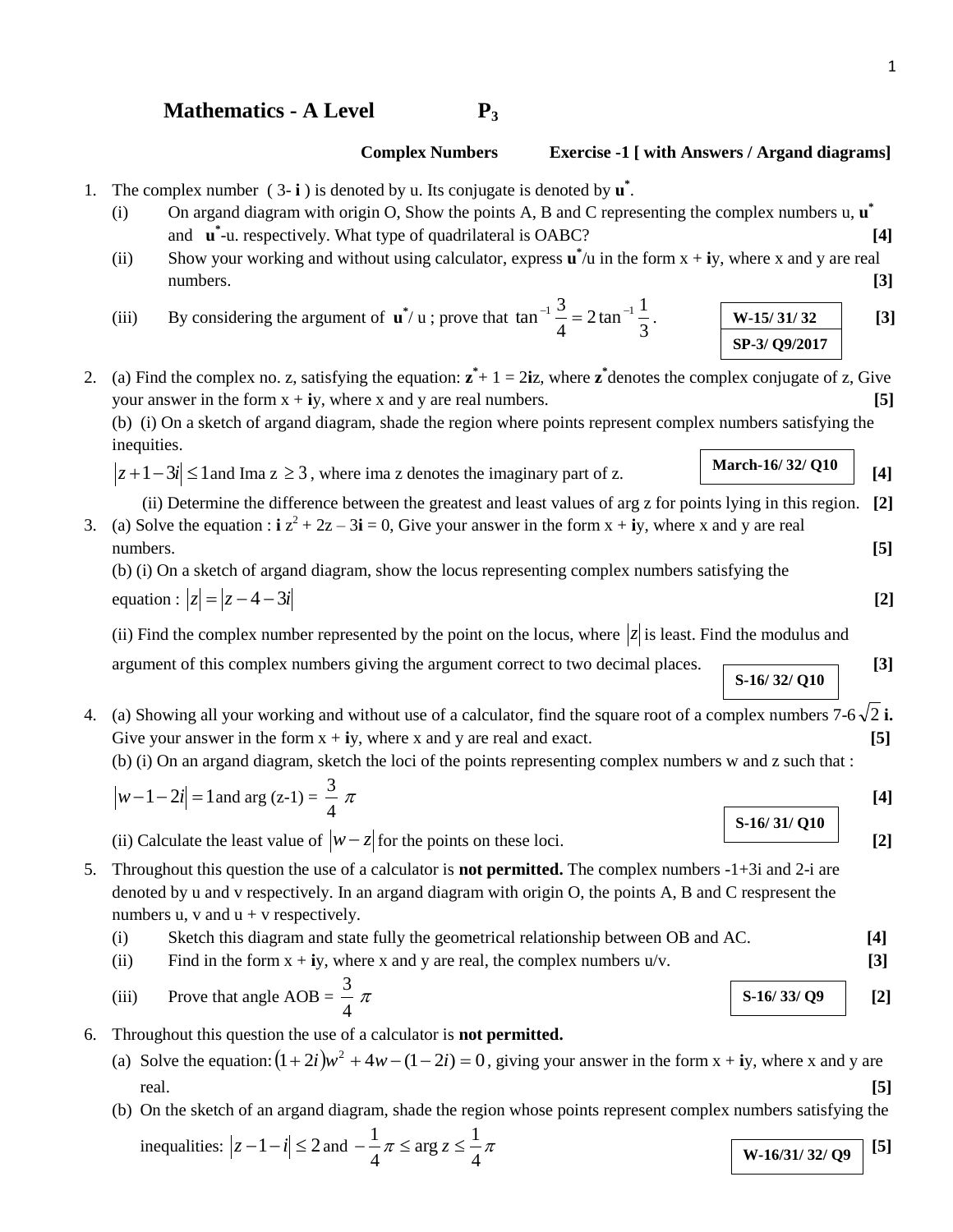# Mathematics - A Level P$_3$

**Complex Numbers** **Exercise -1 [ with Answers / Argand diagrams]**

1. The complex number ( 3- **i** ) is denoted by u. Its conjugate is denoted by $\mathbf{u}^*$.
   - (i) On argand diagram with origin O, Show the points A, B and C representing the complex numbers u, $\mathbf{u}^*$ and $\mathbf{u}^*$-u. respectively. What type of quadrilateral is OABC? **[4]**
   - (ii) Show your working and without using calculator, express $\mathbf{u}^*$/u in the form x + **i**y, where x and y are real numbers. **[3]**
   - (iii) By considering the argument of $\mathbf{u}^*$/ u ; prove that $\tan^{-1}\frac{3}{4} = 2\tan^{-1}\frac{1}{3}$. **W-15/ 31/ 32** **SP-3/ Q9/2017** **[3]**

2. (a) Find the complex no. z, satisfying the equation: $\mathbf{z}^* + 1 = 2\mathbf{i}z$, where $\mathbf{z}^*$ denotes the complex conjugate of z, Give your answer in the form x + **i**y, where x and y are real numbers. **[5]**

   (b) (i) On a sketch of argand diagram, shade the region where points represent complex numbers satisfying the inequities.

   $|z+1-3i| \le 1$ and Ima z $\ge 3$, where ima z denotes the imaginary part of z. **March-16/ 32/ Q10** **[4]**

   (ii) Determine the difference between the greatest and least values of arg z for points lying in this region. **[2]**

3. (a) Solve the equation : **i** z$^2$ + 2z – 3**i** = 0, Give your answer in the form x + **i**y, where x and y are real numbers. **[5]**

   (b) (i) On a sketch of argand diagram, show the locus representing complex numbers satisfying the equation : $|z| = |z-4-3i|$ **[2]**

   (ii) Find the complex number represented by the point on the locus, where $|z|$ is least. Find the modulus and argument of this complex numbers giving the argument correct to two decimal places. **S-16/ 32/ Q10** **[3]**

4. (a) Showing all your working and without use of a calculator, find the square root of a complex numbers $7-6\sqrt{2}$ **i.** Give your answer in the form x + **i**y, where x and y are real and exact. **[5]**

   (b) (i) On an argand diagram, sketch the loci of the points representing complex numbers w and z such that :

   $|w-1-2i| = 1$ and arg (z-1) = $\frac{3}{4}\pi$ **S-16/ 31/ Q10** **[4]**

   (ii) Calculate the least value of $|w-z|$ for the points on these loci. **[2]**

5. Throughout this question the use of a calculator is **not permitted.** The complex numbers -1+3i and 2-i are denoted by u and v respectively. In an argand diagram with origin O, the points A, B and C respresent the numbers u, v and u + v respectively.
   - (i) Sketch this diagram and state fully the geometrical relationship between OB and AC. **[4]**
   - (ii) Find in the form x + **i**y, where x and y are real, the complex numbers u/v. **[3]**
   - (iii) Prove that angle AOB = $\frac{3}{4}\pi$ **S-16/ 33/ Q9** **[2]**

6. Throughout this question the use of a calculator is **not permitted.**

   (a) Solve the equation: $(1+2i)w^2 + 4w - (1-2i) = 0$, giving your answer in the form x + **i**y, where x and y are real. **[5]**

   (b) On the sketch of an argand diagram, shade the region whose points represent complex numbers satisfying the inequalities: $|z-1-i| \le 2$ and $-\frac{1}{4}\pi \le \arg z \le \frac{1}{4}\pi$ **W-16/31/ 32/ Q9** **[5]**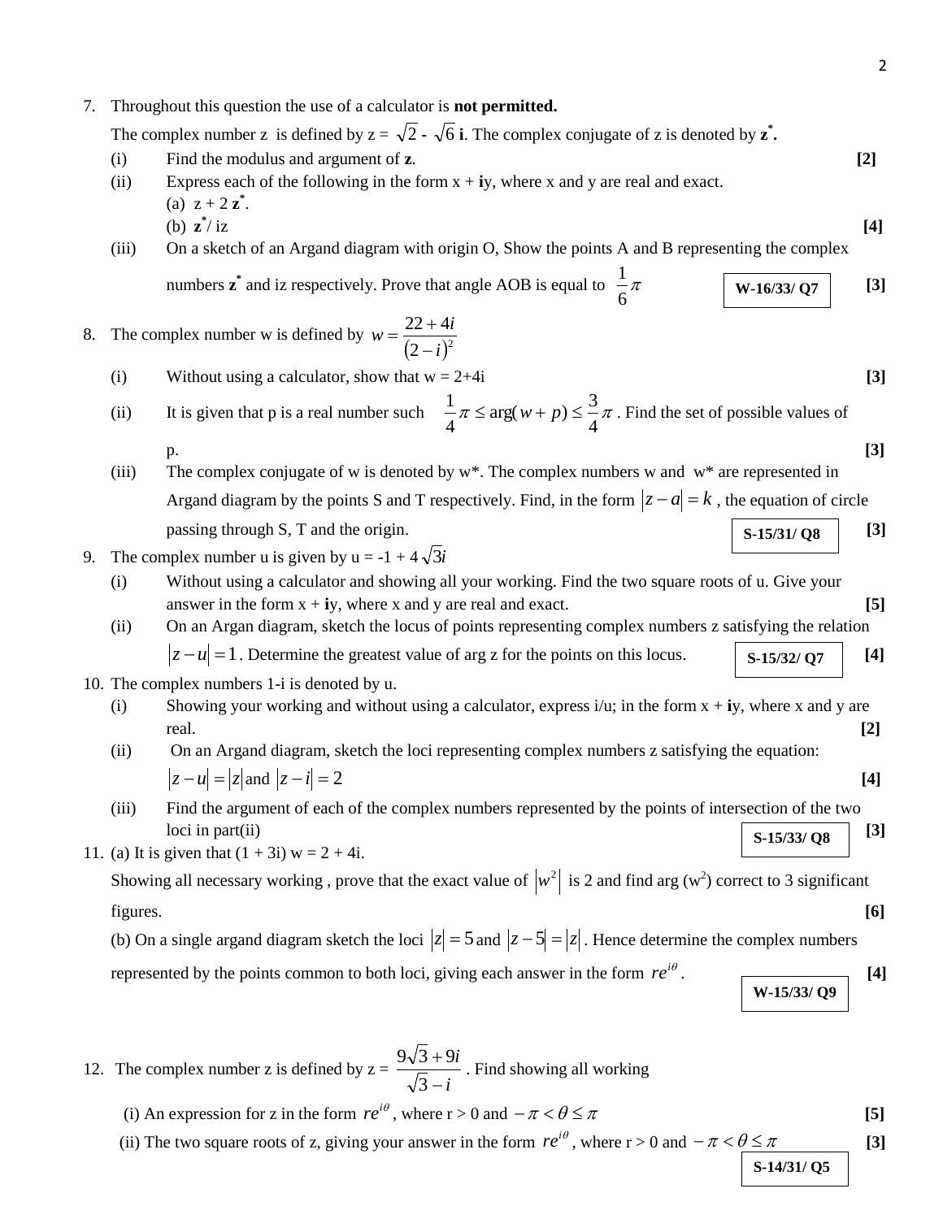7. Throughout this question the use of a calculator is **not permitted.**

   The complex number z is defined by z = $\sqrt{2}$ - $\sqrt{6}$ **i**. The complex conjugate of z is denoted by $\mathbf{z}^*$.

   (i) Find the modulus and argument of **z**. **[2]**

   (ii) Express each of the following in the form x + **i**y, where x and y are real and exact.

   (a) z + 2 $\mathbf{z}^*$.

   (b) $\mathbf{z}^*$/ iz **[4]**

   (iii) On a sketch of an Argand diagram with origin O, Show the points A and B representing the complex numbers $\mathbf{z}^*$ and iz respectively. Prove that angle AOB is equal to $\frac{1}{6}\pi$ **W-16/33/ Q7** **[3]**

8. The complex number w is defined by $w = \dfrac{22+4i}{(2-i)^2}$

   (i) Without using a calculator, show that w = 2+4i **[3]**

   (ii) It is given that p is a real number such $\frac{1}{4}\pi \le \arg(w+p) \le \frac{3}{4}\pi$. Find the set of possible values of p. **[3]**

   (iii) The complex conjugate of w is denoted by w*. The complex numbers w and w* are represented in Argand diagram by the points S and T respectively. Find, in the form $|z-a| = k$, the equation of circle passing through S, T and the origin. **S-15/31/ Q8** **[3]**

9. The complex number u is given by u = -1 + 4 $\sqrt{3}i$

   (i) Without using a calculator and showing all your working. Find the two square roots of u. Give your answer in the form x + **i**y, where x and y are real and exact. **[5]**

   (ii) On an Argan diagram, sketch the locus of points representing complex numbers z satisfying the relation $|z-u| = 1$. Determine the greatest value of arg z for the points on this locus. **S-15/32/ Q7** **[4]**

10. The complex numbers 1-i is denoted by u.

    (i) Showing your working and without using a calculator, express i/u; in the form x + **i**y, where x and y are real. **[2]**

    (ii) On an Argand diagram, sketch the loci representing complex numbers z satisfying the equation:

    $|z-u| = |z|$ and $|z-i| = 2$ **[4]**

    (iii) Find the argument of each of the complex numbers represented by the points of intersection of the two loci in part(ii) **S-15/33/ Q8** **[3]**

11. (a) It is given that (1 + 3i) w = 2 + 4i.

    Showing all necessary working , prove that the exact value of $|w^2|$ is 2 and find arg ($w^2$) correct to 3 significant figures. **[6]**

    (b) On a single argand diagram sketch the loci $|z| = 5$ and $|z-5| = |z|$. Hence determine the complex numbers represented by the points common to both loci, giving each answer in the form $re^{i\theta}$. **[4]**

    **W-15/33/ Q9**

12. The complex number z is defined by z = $\dfrac{9\sqrt{3}+9i}{\sqrt{3}-i}$. Find showing all working

    (i) An expression for z in the form $re^{i\theta}$, where r > 0 and $-\pi < \theta \le \pi$ **[5]**

    (ii) The two square roots of z, giving your answer in the form $re^{i\theta}$, where r > 0 and $-\pi < \theta \le \pi$ **[3]**

    **S-14/31/ Q5**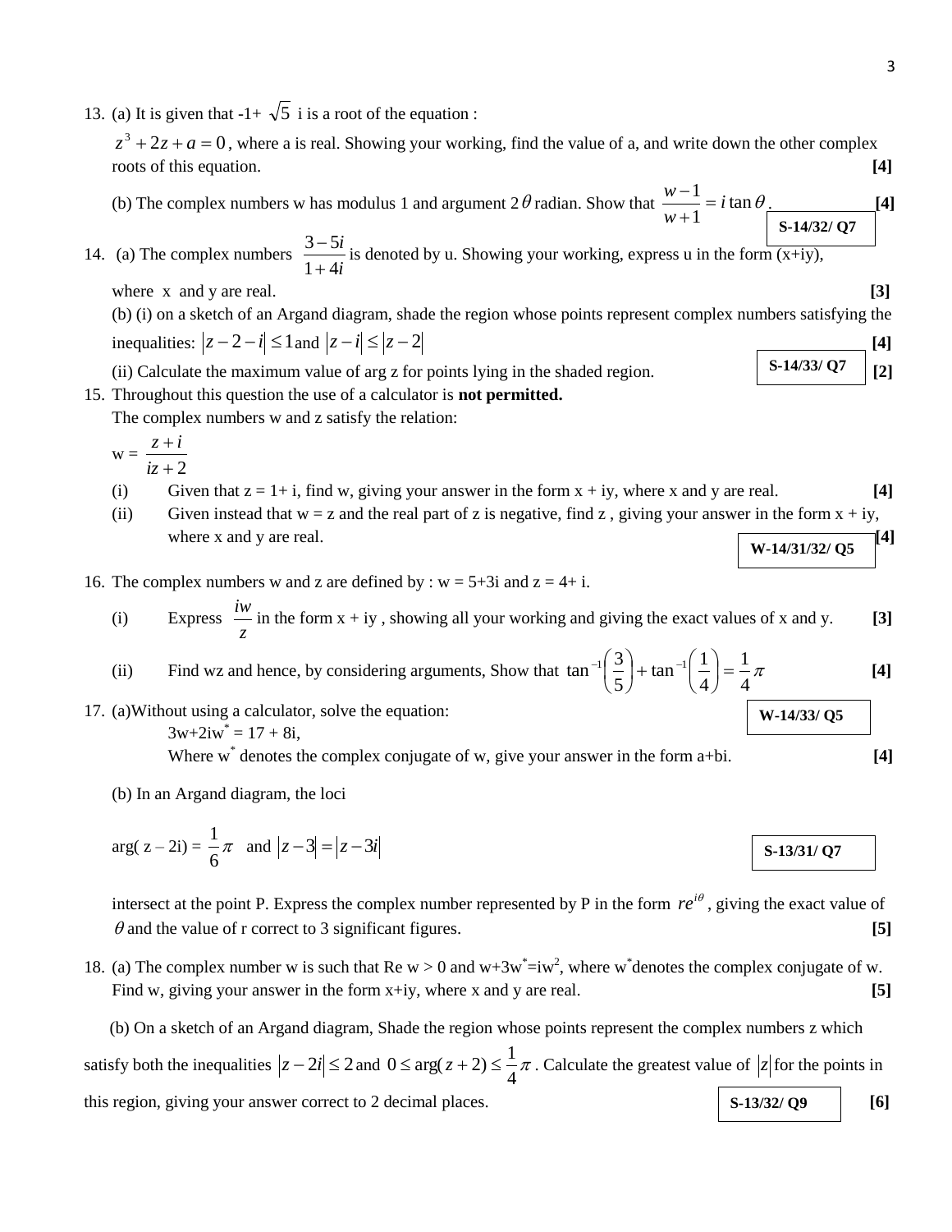13. (a) It is given that -1+ $\sqrt{5}$ i is a root of the equation :

    $z^3 + 2z + a = 0$, where a is real. Showing your working, find the value of a, and write down the other complex roots of this equation. **[4]**

    (b) The complex numbers w has modulus 1 and argument $2\theta$ radian. Show that $\frac{w-1}{w+1} = i\tan\theta$. **[4]**

    **S-14/32/ Q7**

14. (a) The complex numbers $\frac{3-5i}{1+4i}$ is denoted by u. Showing your working, express u in the form (x+iy), where x and y are real. **[3]**

    (b) (i) on a sketch of an Argand diagram, shade the region whose points represent complex numbers satisfying the inequalities: $|z-2-i| \le 1$ and $|z-i| \le |z-2|$ **[4]**

    (ii) Calculate the maximum value of arg z for points lying in the shaded region. **[2]**

    **S-14/33/ Q7**

15. Throughout this question the use of a calculator is **not permitted.**

    The complex numbers w and z satisfy the relation:

    w = $\frac{z+i}{iz+2}$

    (i) Given that z = 1+ i, find w, giving your answer in the form x + iy, where x and y are real. **[4]**

    (ii) Given instead that w = z and the real part of z is negative, find z , giving your answer in the form x + iy, where x and y are real. **[4]**

    **W-14/31/32/ Q5**

16. The complex numbers w and z are defined by : w = 5+3i and z = 4+ i.

    (i) Express $\frac{iw}{z}$ in the form x + iy , showing all your working and giving the exact values of x and y. **[3]**

    (ii) Find wz and hence, by considering arguments, Show that $\tan^{-1}\left(\frac{3}{5}\right) + \tan^{-1}\left(\frac{1}{4}\right) = \frac{1}{4}\pi$ **[4]**

    **W-14/33/ Q5**

17. (a)Without using a calculator, solve the equation:

    $3w + 2iw^* = 17 + 8i$,

    Where $w^*$ denotes the complex conjugate of w, give your answer in the form a+bi. **[4]**

    (b) In an Argand diagram, the loci

    arg( z – 2i) = $\frac{1}{6}\pi$ and $|z-3| = |z-3i|$

    **S-13/31/ Q7**

    intersect at the point P. Express the complex number represented by P in the form $re^{i\theta}$, giving the exact value of $\theta$ and the value of r correct to 3 significant figures. **[5]**

18. (a) The complex number w is such that Re w > 0 and $w + 3w^* = iw^2$, where $w^*$ denotes the complex conjugate of w. Find w, giving your answer in the form x+iy, where x and y are real. **[5]**

    (b) On a sketch of an Argand diagram, Shade the region whose points represent the complex numbers z which satisfy both the inequalities $|z-2i| \le 2$ and $0 \le \arg(z+2) \le \frac{1}{4}\pi$. Calculate the greatest value of $|z|$ for the points in this region, giving your answer correct to 2 decimal places. **[6]**

    **S-13/32/ Q9**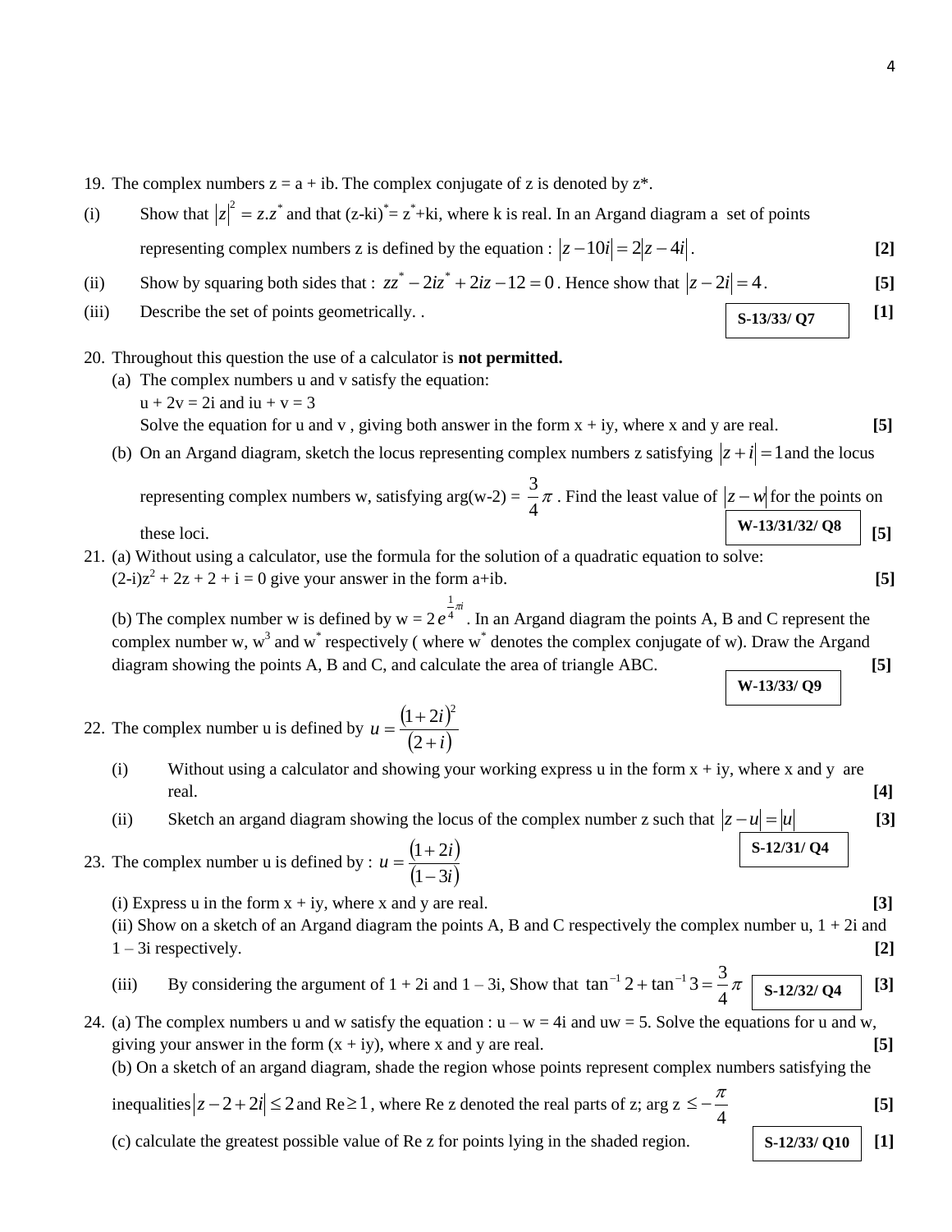19. The complex numbers z = a + ib. The complex conjugate of z is denoted by z*.

(i) Show that $|z|^2 = z.z^*$ and that $(z\text{-}ki)^* = z^* + ki$, where k is real. In an Argand diagram a set of points representing complex numbers z is defined by the equation : $|z - 10i| = 2|z - 4i|$. **[2]**

(ii) Show by squaring both sides that : $zz^* - 2iz^* + 2iz - 12 = 0$. Hence show that $|z - 2i| = 4$. **[5]**

(iii) Describe the set of points geometrically. . **[1]**

S-13/33/ Q7

20. Throughout this question the use of a calculator is **not permitted.**

(a) The complex numbers u and v satisfy the equation:
u + 2v = 2i and iu + v = 3
Solve the equation for u and v , giving both answer in the form x + iy, where x and y are real. **[5]**

(b) On an Argand diagram, sketch the locus representing complex numbers z satisfying $|z + i| = 1$ and the locus representing complex numbers w, satisfying arg(w-2) = $\frac{3}{4}\pi$ . Find the least value of $|z - w|$ for the points on these loci. **[5]**

W-13/31/32/ Q8

21. (a) Without using a calculator, use the formula for the solution of a quadratic equation to solve:
$(2\text{-}i)z^2 + 2z + 2 + i = 0$ give your answer in the form a+ib. **[5]**

(b) The complex number w is defined by w = $2e^{\frac{1}{4}\pi i}$ . In an Argand diagram the points A, B and C represent the complex number w, $w^3$ and $w^*$ respectively ( where $w^*$ denotes the complex conjugate of w). Draw the Argand diagram showing the points A, B and C, and calculate the area of triangle ABC. **[5]**

W-13/33/ Q9

22. The complex number u is defined by $u = \dfrac{(1+2i)^2}{(2+i)}$

(i) Without using a calculator and showing your working express u in the form x + iy, where x and y are real. **[4]**

(ii) Sketch an argand diagram showing the locus of the complex number z such that $|z - u| = |u|$ **[3]**

S-12/31/ Q4

23. The complex number u is defined by : $u = \dfrac{(1+2i)}{(1-3i)}$

(i) Express u in the form x + iy, where x and y are real. **[3]**

(ii) Show on a sketch of an Argand diagram the points A, B and C respectively the complex number u, 1 + 2i and 1 – 3i respectively. **[2]**

(iii) By considering the argument of 1 + 2i and 1 – 3i, Show that $\tan^{-1} 2 + \tan^{-1} 3 = \frac{3}{4}\pi$ **[3]**

S-12/32/ Q4

24. (a) The complex numbers u and w satisfy the equation : u – w = 4i and uw = 5. Solve the equations for u and w, giving your answer in the form (x + iy), where x and y are real. **[5]**

(b) On a sketch of an argand diagram, shade the region whose points represent complex numbers satisfying the inequalities $|z - 2 + 2i| \le 2$ and Re$\ge 1$, where Re z denoted the real parts of z; arg z $\le -\frac{\pi}{4}$ **[5]**

(c) calculate the greatest possible value of Re z for points lying in the shaded region. **[1]**

S-12/33/ Q10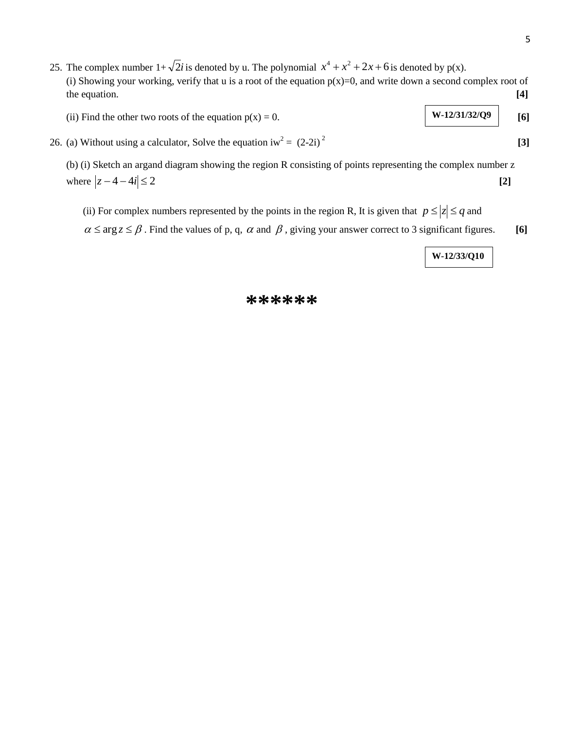25. The complex number $1+\sqrt{2}i$ is denoted by u. The polynomial $x^4 + x^2 + 2x + 6$ is denoted by p(x).

    (i) Showing your working, verify that u is a root of the equation p(x)=0, and write down a second complex root of the equation. **[4]**

    (ii) Find the other two roots of the equation p(x) = 0. **W-12/31/32/Q9** **[6]**

26. (a) Without using a calculator, Solve the equation $iw^2 = (2-2i)^2$ **[3]**

    (b) (i) Sketch an argand diagram showing the region R consisting of points representing the complex number z where $|z-4-4i| \leq 2$ **[2]**

    (ii) For complex numbers represented by the points in the region R, It is given that $p \leq |z| \leq q$ and $\alpha \leq \arg z \leq \beta$. Find the values of p, q, $\alpha$ and $\beta$, giving your answer correct to 3 significant figures. **[6]**

    **W-12/33/Q10**

******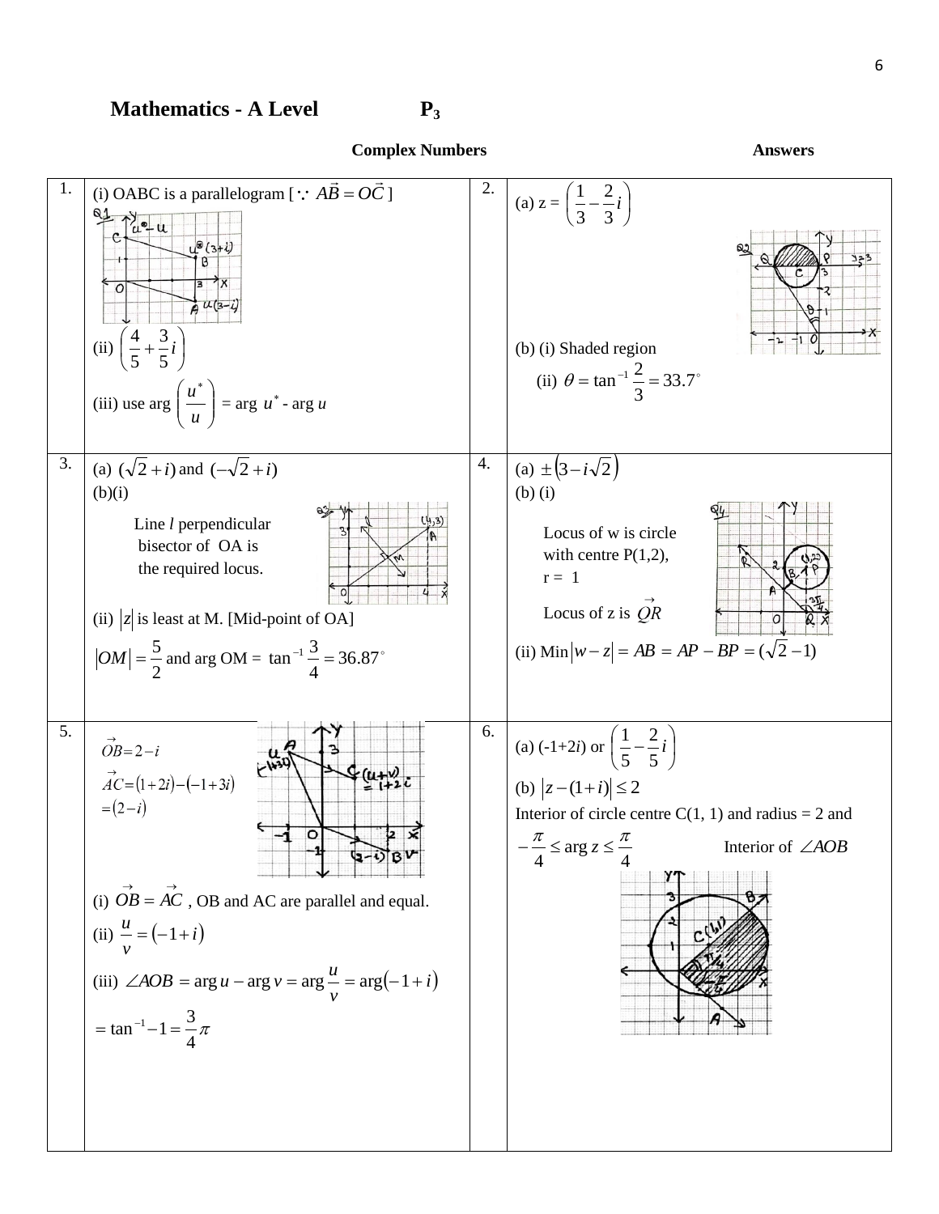# Mathematics - A Level P$_3$

**Complex Numbers** **Answers**

| | | | |
|---|---|---|---|
| 1. | (i) OABC is a parallelogram [$\because \vec{AB} = \vec{OC}$]<br><br>(ii) $\left(\frac{4}{5} + \frac{3}{5}i\right)$<br><br>(iii) use arg $\left(\frac{u^*}{u}\right)$ = arg $u^*$ - arg $u$ | 2. | (a) z = $\left(\frac{1}{3} - \frac{2}{3}i\right)$<br><br>(b) (i) Shaded region<br>(ii) $\theta = \tan^{-1}\frac{2}{3} = 33.7^\circ$ |
| 3. | (a) $(\sqrt{2}+i)$ and $(-\sqrt{2}+i)$<br>(b)(i)<br>Line *l* perpendicular bisector of OA is the required locus.<br><br>(ii) $\lvert z\rvert$ is least at M. [Mid-point of OA]<br>$\lvert OM\rvert = \frac{5}{2}$ and arg OM = $\tan^{-1}\frac{3}{4} = 36.87^\circ$ | 4. | (a) $\pm\left(3 - i\sqrt{2}\right)$<br>(b) (i)<br>Locus of w is circle with centre P(1,2), r = 1<br>Locus of z is $\vec{QR}$<br><br>(ii) Min$\lvert w - z\rvert = AB = AP - BP = (\sqrt{2} - 1)$ |
| 5. | $\vec{OB} = 2 - i$<br>$\vec{AC} = (1+2i) - (-1+3i)$<br>$= (2 - i)$<br><br>(i) $\vec{OB} = \vec{AC}$, OB and AC are parallel and equal.<br>(ii) $\frac{u}{v} = (-1+i)$<br>(iii) $\angle AOB = \arg u - \arg v = \arg\frac{u}{v} = \arg(-1+i)$<br>$= \tan^{-1}{-1} = \frac{3}{4}\pi$ | 6. | (a) (-1+2*i*) or $\left(\frac{1}{5} - \frac{2}{5}i\right)$<br>(b) $\lvert z - (1+i)\rvert \le 2$<br>Interior of circle centre C(1, 1) and radius = 2 and<br>$-\frac{\pi}{4} \le \arg z \le \frac{\pi}{4}$ Interior of $\angle AOB$ |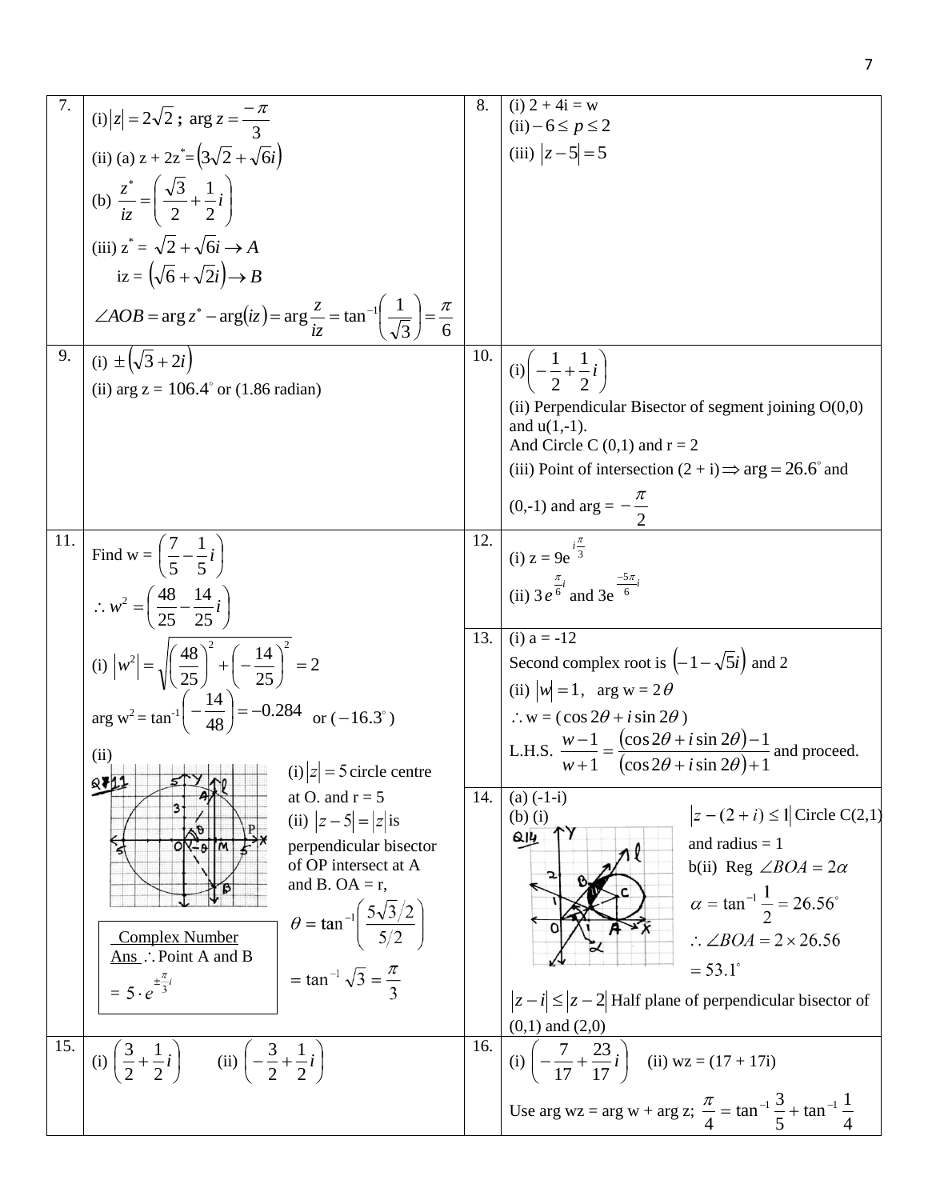| | | | |
|---|---|---|---|
| 7. | (i) $\lvert z \rvert = 2\sqrt{2}$ **;** $\arg z = \frac{-\pi}{3}$<br>(ii) (a) $z + 2z^* = \left(3\sqrt{2} + \sqrt{6}i\right)$<br>(b) $\frac{z^*}{iz} = \left(\frac{\sqrt{3}}{2} + \frac{1}{2}i\right)$<br>(iii) $z^* = \sqrt{2} + \sqrt{6}i \rightarrow A$<br>$iz = \left(\sqrt{6} + \sqrt{2}i\right) \rightarrow B$<br>$\angle AOB = \arg z^* - \arg(iz) = \arg \frac{z}{iz} = \tan^{-1}\left(\frac{1}{\sqrt{3}}\right) = \frac{\pi}{6}$ | 8. | (i) 2 + 4i = w<br>(ii) $-6 \le p \le 2$<br>(iii) $\lvert z - 5 \rvert = 5$ |
| 9. | (i) $\pm\left(\sqrt{3} + 2i\right)$<br>(ii) arg z = $106.4^\circ$ or (1.86 radian) | 10. | (i) $\left(-\frac{1}{2} + \frac{1}{2}i\right)$<br>(ii) Perpendicular Bisector of segment joining O(0,0) and u(1,-1).<br>And Circle C (0,1) and r = 2<br>(iii) Point of intersection (2 + i) $\Rightarrow \arg = 26.6^\circ$ and (0,-1) and arg = $-\frac{\pi}{2}$ |
| 11. | Find w = $\left(\frac{7}{5} - \frac{1}{5}i\right)$<br>$\therefore w^2 = \left(\frac{48}{25} - \frac{14}{25}i\right)$<br>(i) $\lvert w^2 \rvert = \sqrt{\left(\frac{48}{25}\right)^2 + \left(-\frac{14}{25}\right)^2} = 2$<br>arg $w^2 = \tan^{-1}\left(-\frac{14}{48}\right) = -0.284$ or $(-16.3^\circ)$<br>(ii)<br>(i) $\lvert z \rvert = 5$ circle centre at O. and r = 5<br>(ii) $\lvert z - 5 \rvert = \lvert z \rvert$ is perpendicular bisector of OP intersect at A and B. OA = r,<br>$\theta = \tan^{-1}\left(\frac{5\sqrt{3}/2}{5/2}\right)$<br>$= \tan^{-1}\sqrt{3} = \frac{\pi}{3}$<br>Complex Number Ans $\therefore$ Point A and B $= 5 \cdot e^{\pm\frac{\pi}{3}i}$ | 12. | (i) z = $9e^{i\frac{\pi}{3}}$<br>(ii) $3e^{\frac{\pi}{6}i}$ and $3e^{\frac{-5\pi}{6}i}$ |
| | | 13. | (i) a = -12<br>Second complex root is $\left(-1 - \sqrt{5}i\right)$ and 2<br>(ii) $\lvert w \rvert = 1$, arg w = $2\theta$<br>$\therefore$ w = $(\cos 2\theta + i\sin 2\theta)$<br>L.H.S. $\frac{w-1}{w+1} = \frac{(\cos 2\theta + i\sin 2\theta) - 1}{(\cos 2\theta + i\sin 2\theta) + 1}$ and proceed. |
| | | 14. | (a) (-1-i)<br>(b) (i) $\lvert z - (2 + i) \rvert \le 1$ Circle C(2,1) and radius = 1<br>b(ii) Reg $\angle BOA = 2\alpha$<br>$\alpha = \tan^{-1}\frac{1}{2} = 26.56^\circ$<br>$\therefore \angle BOA = 2 \times 26.56$<br>$= 53.1^\circ$<br>$\lvert z - i \rvert \le \lvert z - 2 \rvert$ Half plane of perpendicular bisector of (0,1) and (2,0) |
| 15. | (i) $\left(\frac{3}{2} + \frac{1}{2}i\right)$ (ii) $\left(-\frac{3}{2} + \frac{1}{2}i\right)$ | 16. | (i) $\left(-\frac{7}{17} + \frac{23}{17}i\right)$ (ii) wz = (17 + 17i)<br>Use arg wz = arg w + arg z; $\frac{\pi}{4} = \tan^{-1}\frac{3}{5} + \tan^{-1}\frac{1}{4}$ |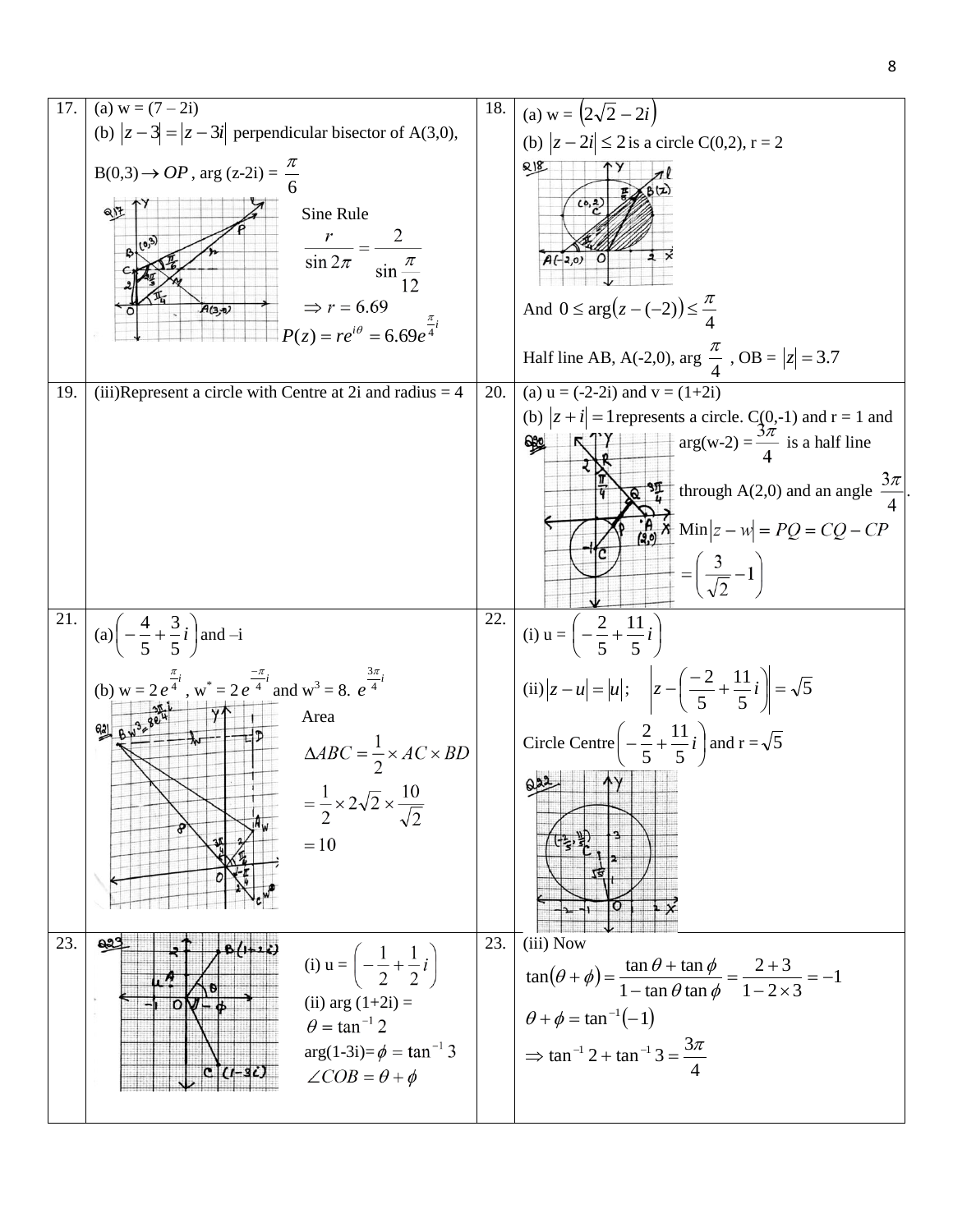| | | | |
|---|---|---|---|
| 17. | (a) w = (7 – 2i)<br>(b) $\|z-3\| = \|z-3i\|$ perpendicular bisector of A(3,0), B(0,3) $\rightarrow OP$, arg (z-2i) = $\dfrac{\pi}{6}$<br>Sine Rule<br>$\dfrac{r}{\sin 2\pi} = \dfrac{2}{\sin \dfrac{\pi}{12}}$<br>$\Rightarrow r = 6.69$<br>$P(z) = re^{i\theta} = 6.69e^{\frac{\pi}{4}i}$ | 18. | (a) w = $\left(2\sqrt{2} - 2i\right)$<br>(b) $\|z-2i\| \le 2$ is a circle C(0,2), r = 2<br>And $0 \le \arg(z-(-2)) \le \dfrac{\pi}{4}$<br>Half line AB, A(-2,0), arg $\dfrac{\pi}{4}$, OB = $\|z\| = 3.7$ |
| 19. | (iii)Represent a circle with Centre at 2i and radius = 4 | 20. | (a) u = (-2-2i) and v = (1+2i)<br>(b) $\|z+i\| = 1$ represents a circle. C(0,-1) and r = 1 and arg(w-2) = $\dfrac{3\pi}{4}$ is a half line through A(2,0) and an angle $\dfrac{3\pi}{4}$.<br>Min $\|z-w\| = PQ = CQ - CP$<br>$= \left(\dfrac{3}{\sqrt{2}} - 1\right)$ |
| 21. | (a) $\left(-\dfrac{4}{5} + \dfrac{3}{5}i\right)$ and –i<br>(b) w = $2e^{\frac{\pi}{4}i}$, w* = $2e^{\frac{-\pi}{4}i}$ and w³ = 8. $e^{\frac{3\pi}{4}i}$<br>Area<br>$\Delta ABC = \dfrac{1}{2} \times AC \times BD$<br>$= \dfrac{1}{2} \times 2\sqrt{2} \times \dfrac{10}{\sqrt{2}}$<br>$= 10$ | 22. | (i) u = $\left(-\dfrac{2}{5} + \dfrac{11}{5}i\right)$<br>(ii) $\|z-u\| = \|u\|$; $\left\|z - \left(\dfrac{-2}{5} + \dfrac{11}{5}i\right)\right\| = \sqrt{5}$<br>Circle Centre $\left(-\dfrac{2}{5} + \dfrac{11}{5}i\right)$ and r = $\sqrt{5}$ |
| 23. | (i) u = $\left(-\dfrac{1}{2} + \dfrac{1}{2}i\right)$<br>(ii) arg (1+2i) = $\theta = \tan^{-1} 2$<br>arg(1-3i)= $\phi = \tan^{-1} 3$<br>$\angle COB = \theta + \phi$ | 23. | (iii) Now<br>$\tan(\theta + \phi) = \dfrac{\tan\theta + \tan\phi}{1 - \tan\theta\tan\phi} = \dfrac{2+3}{1-2\times 3} = -1$<br>$\theta + \phi = \tan^{-1}(-1)$<br>$\Rightarrow \tan^{-1} 2 + \tan^{-1} 3 = \dfrac{3\pi}{4}$ |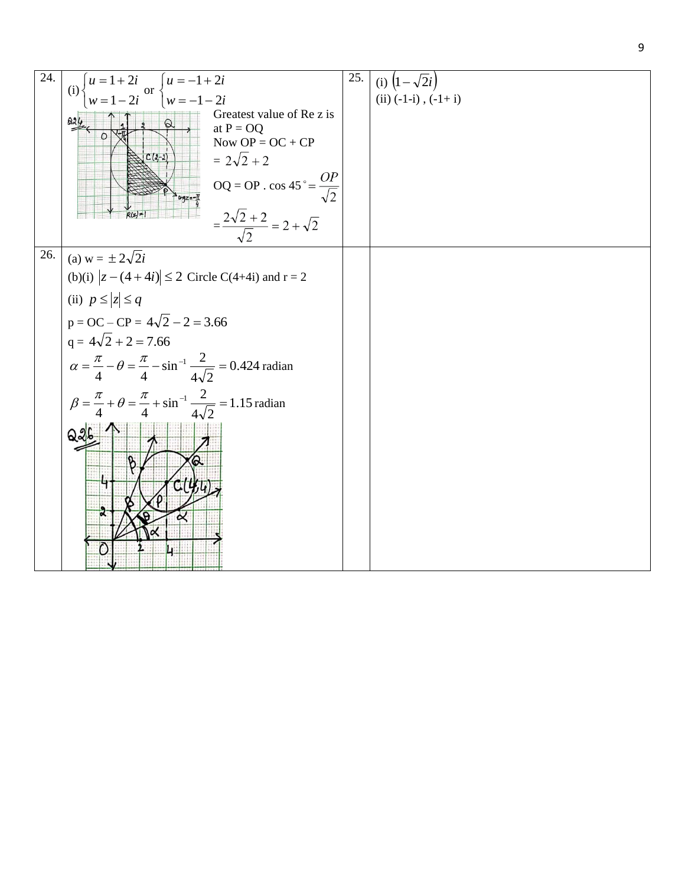| | | | |
|---|---|---|---|
| 24. | (i) $\begin{cases} u = 1+2i \\ w = 1-2i \end{cases}$ or $\begin{cases} u = -1+2i \\ w = -1-2i \end{cases}$<br>Greatest value of Re z is at P = OQ<br>Now OP = OC + CP<br>$= 2\sqrt{2}+2$<br>OQ = OP . cos 45° $= \dfrac{OP}{\sqrt{2}}$<br>$= \dfrac{2\sqrt{2}+2}{\sqrt{2}} = 2+\sqrt{2}$ | 25. | (i) $\left(1-\sqrt{2}i\right)$<br>(ii) (-1-i) , (-1+ i) |
| 26. | (a) w = $\pm 2\sqrt{2}i$<br>(b)(i) $\lvert z-(4+4i)\rvert \le 2$ Circle C(4+4i) and r = 2<br>(ii) $p \le \lvert z\rvert \le q$<br>p = OC – CP = $4\sqrt{2}-2 = 3.66$<br>q = $4\sqrt{2}+2 = 7.66$<br>$\alpha = \dfrac{\pi}{4}-\theta = \dfrac{\pi}{4}-\sin^{-1}\dfrac{2}{4\sqrt{2}} = 0.424$ radian<br>$\beta = \dfrac{\pi}{4}+\theta = \dfrac{\pi}{4}+\sin^{-1}\dfrac{2}{4\sqrt{2}} = 1.15$ radian | | |